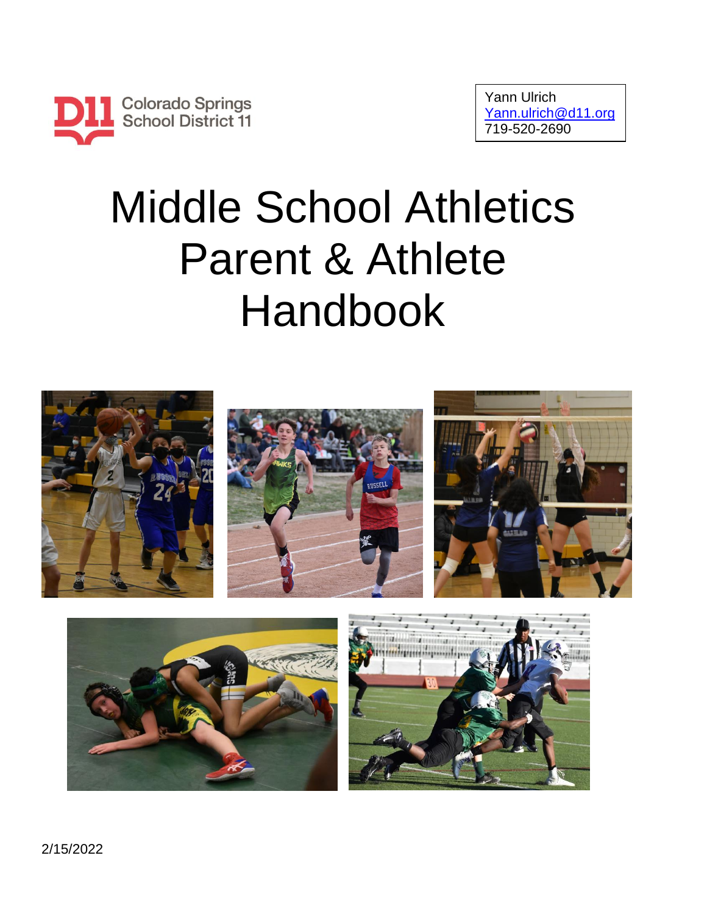Colorado Springs School District 11

Yann Ulrich
Yann.ulrich@d11.org
719-520-2690

# Middle School Athletics Parent & Athlete Handbook

2/15/2022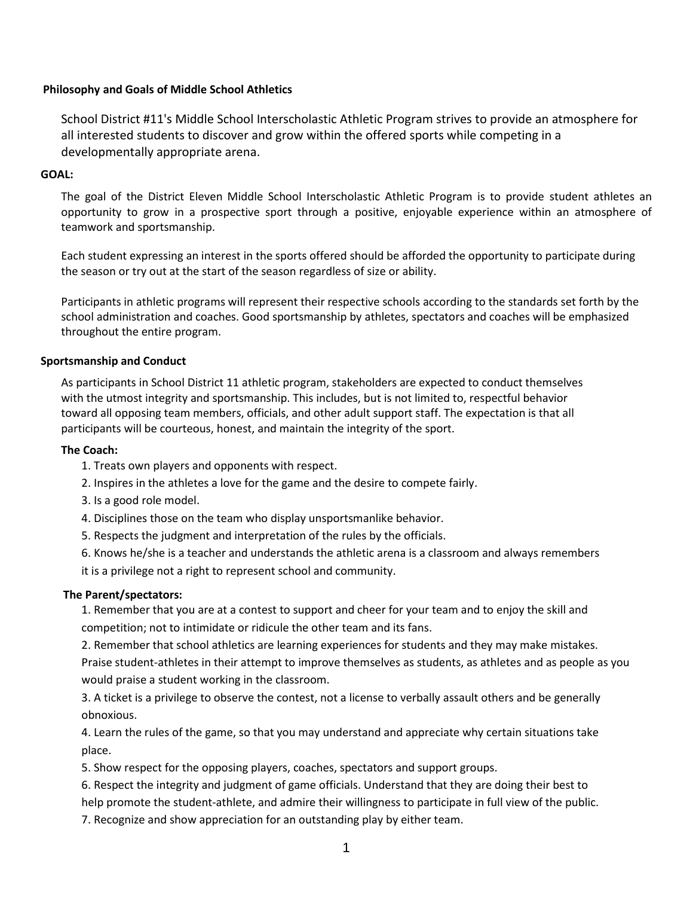**Philosophy and Goals of Middle School Athletics**

School District #11's Middle School Interscholastic Athletic Program strives to provide an atmosphere for all interested students to discover and grow within the offered sports while competing in a developmentally appropriate arena.

**GOAL:**

The goal of the District Eleven Middle School Interscholastic Athletic Program is to provide student athletes an opportunity to grow in a prospective sport through a positive, enjoyable experience within an atmosphere of teamwork and sportsmanship.

Each student expressing an interest in the sports offered should be afforded the opportunity to participate during the season or try out at the start of the season regardless of size or ability.

Participants in athletic programs will represent their respective schools according to the standards set forth by the school administration and coaches. Good sportsmanship by athletes, spectators and coaches will be emphasized throughout the entire program.

**Sportsmanship and Conduct**

As participants in School District 11 athletic program, stakeholders are expected to conduct themselves with the utmost integrity and sportsmanship. This includes, but is not limited to, respectful behavior toward all opposing team members, officials, and other adult support staff. The expectation is that all participants will be courteous, honest, and maintain the integrity of the sport.

**The Coach:**

1. Treats own players and opponents with respect.
2. Inspires in the athletes a love for the game and the desire to compete fairly.
3. Is a good role model.
4. Disciplines those on the team who display unsportsmanlike behavior.
5. Respects the judgment and interpretation of the rules by the officials.
6. Knows he/she is a teacher and understands the athletic arena is a classroom and always remembers it is a privilege not a right to represent school and community.

**The Parent/spectators:**

1. Remember that you are at a contest to support and cheer for your team and to enjoy the skill and competition; not to intimidate or ridicule the other team and its fans.
2. Remember that school athletics are learning experiences for students and they may make mistakes. Praise student-athletes in their attempt to improve themselves as students, as athletes and as people as you would praise a student working in the classroom.
3. A ticket is a privilege to observe the contest, not a license to verbally assault others and be generally obnoxious.
4. Learn the rules of the game, so that you may understand and appreciate why certain situations take place.
5. Show respect for the opposing players, coaches, spectators and support groups.
6. Respect the integrity and judgment of game officials. Understand that they are doing their best to help promote the student-athlete, and admire their willingness to participate in full view of the public.
7. Recognize and show appreciation for an outstanding play by either team.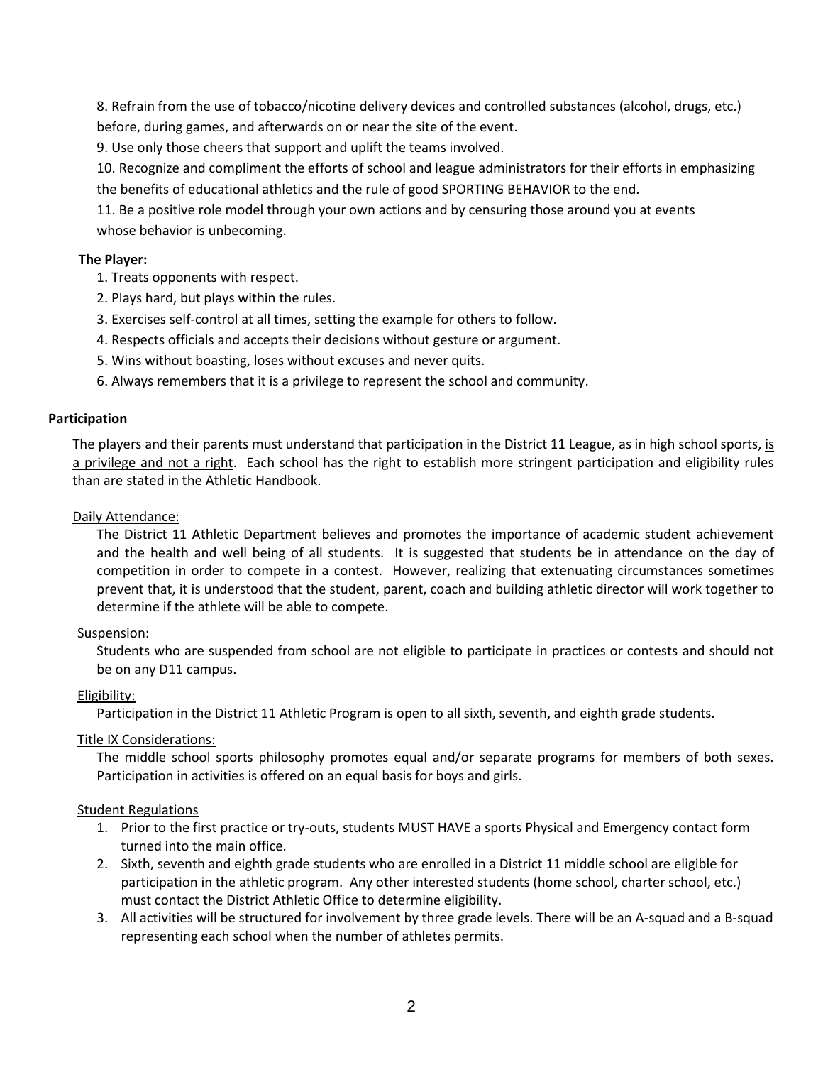8. Refrain from the use of tobacco/nicotine delivery devices and controlled substances (alcohol, drugs, etc.) before, during games, and afterwards on or near the site of the event.

9. Use only those cheers that support and uplift the teams involved.

10. Recognize and compliment the efforts of school and league administrators for their efforts in emphasizing the benefits of educational athletics and the rule of good SPORTING BEHAVIOR to the end.

11. Be a positive role model through your own actions and by censuring those around you at events whose behavior is unbecoming.

**The Player:**

1. Treats opponents with respect.
2. Plays hard, but plays within the rules.
3. Exercises self-control at all times, setting the example for others to follow.
4. Respects officials and accepts their decisions without gesture or argument.
5. Wins without boasting, loses without excuses and never quits.
6. Always remembers that it is a privilege to represent the school and community.

## Participation

The players and their parents must understand that participation in the District 11 League, as in high school sports, is a privilege and not a right. Each school has the right to establish more stringent participation and eligibility rules than are stated in the Athletic Handbook.

Daily Attendance:

The District 11 Athletic Department believes and promotes the importance of academic student achievement and the health and well being of all students. It is suggested that students be in attendance on the day of competition in order to compete in a contest. However, realizing that extenuating circumstances sometimes prevent that, it is understood that the student, parent, coach and building athletic director will work together to determine if the athlete will be able to compete.

Suspension:

Students who are suspended from school are not eligible to participate in practices or contests and should not be on any D11 campus.

Eligibility:

Participation in the District 11 Athletic Program is open to all sixth, seventh, and eighth grade students.

Title IX Considerations:

The middle school sports philosophy promotes equal and/or separate programs for members of both sexes. Participation in activities is offered on an equal basis for boys and girls.

Student Regulations

1. Prior to the first practice or try-outs, students MUST HAVE a sports Physical and Emergency contact form turned into the main office.
2. Sixth, seventh and eighth grade students who are enrolled in a District 11 middle school are eligible for participation in the athletic program. Any other interested students (home school, charter school, etc.) must contact the District Athletic Office to determine eligibility.
3. All activities will be structured for involvement by three grade levels. There will be an A-squad and a B-squad representing each school when the number of athletes permits.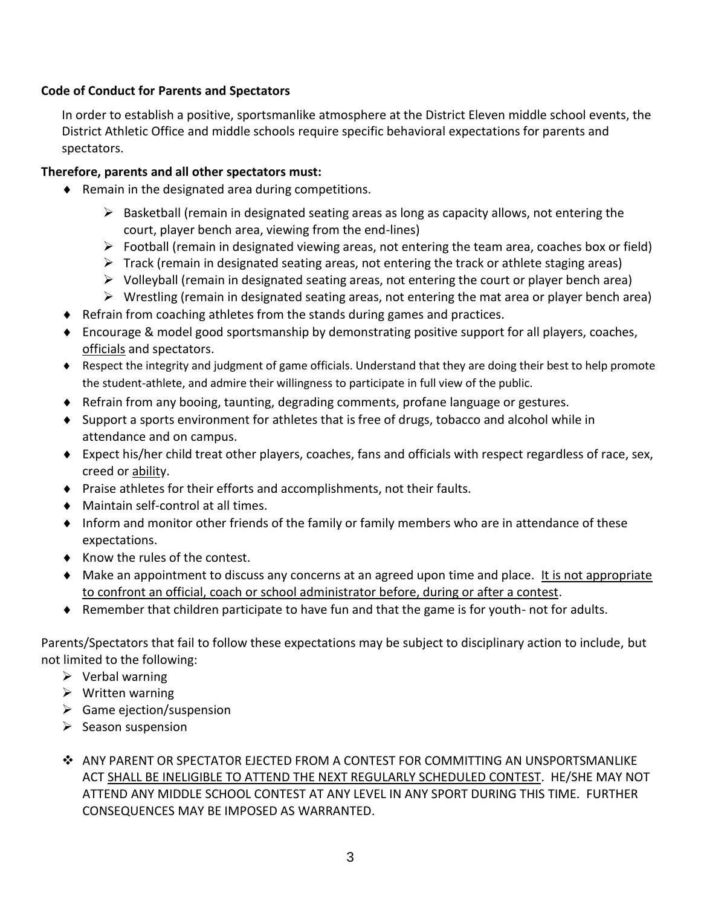**Code of Conduct for Parents and Spectators**

In order to establish a positive, sportsmanlike atmosphere at the District Eleven middle school events, the District Athletic Office and middle schools require specific behavioral expectations for parents and spectators.

**Therefore, parents and all other spectators must:**

- Remain in the designated area during competitions.
  - Basketball (remain in designated seating areas as long as capacity allows, not entering the court, player bench area, viewing from the end-lines)
  - Football (remain in designated viewing areas, not entering the team area, coaches box or field)
  - Track (remain in designated seating areas, not entering the track or athlete staging areas)
  - Volleyball (remain in designated seating areas, not entering the court or player bench area)
  - Wrestling (remain in designated seating areas, not entering the mat area or player bench area)
- Refrain from coaching athletes from the stands during games and practices.
- Encourage & model good sportsmanship by demonstrating positive support for all players, coaches, <u>officials</u> and spectators.
- Respect the integrity and judgment of game officials. Understand that they are doing their best to help promote the student-athlete, and admire their willingness to participate in full view of the public.
- Refrain from any booing, taunting, degrading comments, profane language or gestures.
- Support a sports environment for athletes that is free of drugs, tobacco and alcohol while in attendance and on campus.
- Expect his/her child treat other players, coaches, fans and officials with respect regardless of race, sex, creed or <u>ability</u>.
- Praise athletes for their efforts and accomplishments, not their faults.
- Maintain self-control at all times.
- Inform and monitor other friends of the family or family members who are in attendance of these expectations.
- Know the rules of the contest.
- Make an appointment to discuss any concerns at an agreed upon time and place. <u>It is not appropriate to confront an official, coach or school administrator before, during or after a contest</u>.
- Remember that children participate to have fun and that the game is for youth- not for adults.

Parents/Spectators that fail to follow these expectations may be subject to disciplinary action to include, but not limited to the following:

- Verbal warning
- Written warning
- Game ejection/suspension
- Season suspension

- ANY PARENT OR SPECTATOR EJECTED FROM A CONTEST FOR COMMITTING AN UNSPORTSMANLIKE ACT <u>SHALL BE INELIGIBLE TO ATTEND THE NEXT REGULARLY SCHEDULED CONTEST</u>. HE/SHE MAY NOT ATTEND ANY MIDDLE SCHOOL CONTEST AT ANY LEVEL IN ANY SPORT DURING THIS TIME. FURTHER CONSEQUENCES MAY BE IMPOSED AS WARRANTED.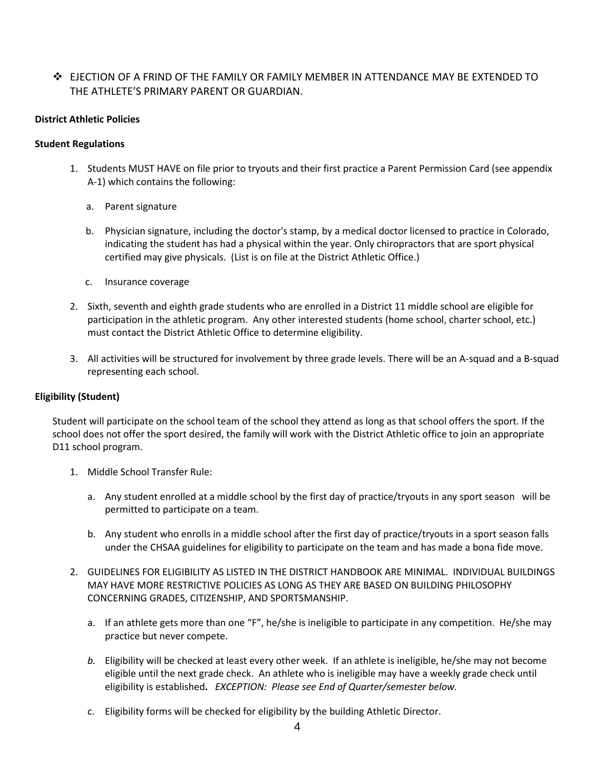- EJECTION OF A FRIND OF THE FAMILY OR FAMILY MEMBER IN ATTENDANCE MAY BE EXTENDED TO THE ATHLETE'S PRIMARY PARENT OR GUARDIAN.

**District Athletic Policies**

**Student Regulations**

1. Students MUST HAVE on file prior to tryouts and their first practice a Parent Permission Card (see appendix A-1) which contains the following:

   a. Parent signature

   b. Physician signature, including the doctor's stamp, by a medical doctor licensed to practice in Colorado, indicating the student has had a physical within the year. Only chiropractors that are sport physical certified may give physicals. (List is on file at the District Athletic Office.)

   c. Insurance coverage

2. Sixth, seventh and eighth grade students who are enrolled in a District 11 middle school are eligible for participation in the athletic program. Any other interested students (home school, charter school, etc.) must contact the District Athletic Office to determine eligibility.

3. All activities will be structured for involvement by three grade levels. There will be an A-squad and a B-squad representing each school.

**Eligibility (Student)**

Student will participate on the school team of the school they attend as long as that school offers the sport. If the school does not offer the sport desired, the family will work with the District Athletic office to join an appropriate D11 school program.

1. Middle School Transfer Rule:

   a. Any student enrolled at a middle school by the first day of practice/tryouts in any sport season will be permitted to participate on a team.

   b. Any student who enrolls in a middle school after the first day of practice/tryouts in a sport season falls under the CHSAA guidelines for eligibility to participate on the team and has made a bona fide move.

2. GUIDELINES FOR ELIGIBILITY AS LISTED IN THE DISTRICT HANDBOOK ARE MINIMAL. INDIVIDUAL BUILDINGS MAY HAVE MORE RESTRICTIVE POLICIES AS LONG AS THEY ARE BASED ON BUILDING PHILOSOPHY CONCERNING GRADES, CITIZENSHIP, AND SPORTSMANSHIP.

   a. If an athlete gets more than one "F", he/she is ineligible to participate in any competition. He/she may practice but never compete.

   *b.* Eligibility will be checked at least every other week. If an athlete is ineligible, he/she may not become eligible until the next grade check. An athlete who is ineligible may have a weekly grade check until eligibility is established**.** *EXCEPTION: Please see End of Quarter/semester below.*

   c. Eligibility forms will be checked for eligibility by the building Athletic Director.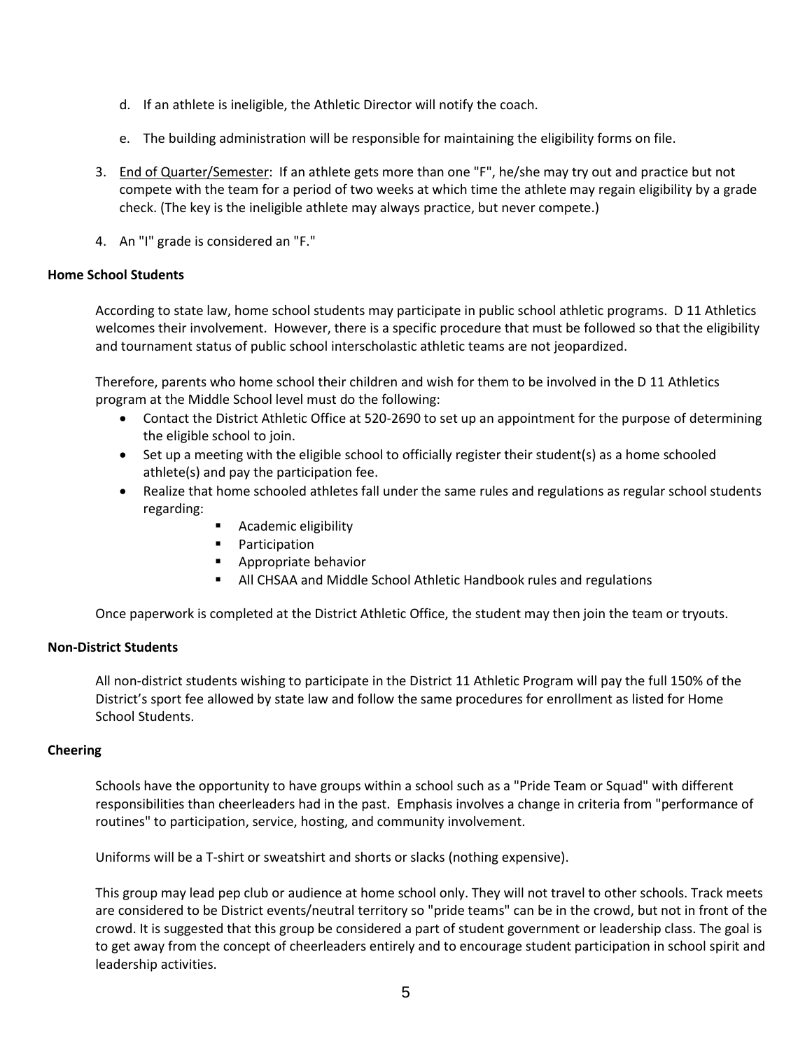d. If an athlete is ineligible, the Athletic Director will notify the coach.

   e. The building administration will be responsible for maintaining the eligibility forms on file.

3. <u>End of Quarter/Semester</u>: If an athlete gets more than one "F", he/she may try out and practice but not compete with the team for a period of two weeks at which time the athlete may regain eligibility by a grade check. (The key is the ineligible athlete may always practice, but never compete.)

4. An "I" grade is considered an "F."

**Home School Students**

According to state law, home school students may participate in public school athletic programs. D 11 Athletics welcomes their involvement. However, there is a specific procedure that must be followed so that the eligibility and tournament status of public school interscholastic athletic teams are not jeopardized.

Therefore, parents who home school their children and wish for them to be involved in the D 11 Athletics program at the Middle School level must do the following:

- Contact the District Athletic Office at 520-2690 to set up an appointment for the purpose of determining the eligible school to join.
- Set up a meeting with the eligible school to officially register their student(s) as a home schooled athlete(s) and pay the participation fee.
- Realize that home schooled athletes fall under the same rules and regulations as regular school students regarding:
  - Academic eligibility
  - Participation
  - Appropriate behavior
  - All CHSAA and Middle School Athletic Handbook rules and regulations

Once paperwork is completed at the District Athletic Office, the student may then join the team or tryouts.

**Non-District Students**

All non-district students wishing to participate in the District 11 Athletic Program will pay the full 150% of the District's sport fee allowed by state law and follow the same procedures for enrollment as listed for Home School Students.

**Cheering**

Schools have the opportunity to have groups within a school such as a "Pride Team or Squad" with different responsibilities than cheerleaders had in the past. Emphasis involves a change in criteria from "performance of routines" to participation, service, hosting, and community involvement.

Uniforms will be a T-shirt or sweatshirt and shorts or slacks (nothing expensive).

This group may lead pep club or audience at home school only. They will not travel to other schools. Track meets are considered to be District events/neutral territory so "pride teams" can be in the crowd, but not in front of the crowd. It is suggested that this group be considered a part of student government or leadership class. The goal is to get away from the concept of cheerleaders entirely and to encourage student participation in school spirit and leadership activities.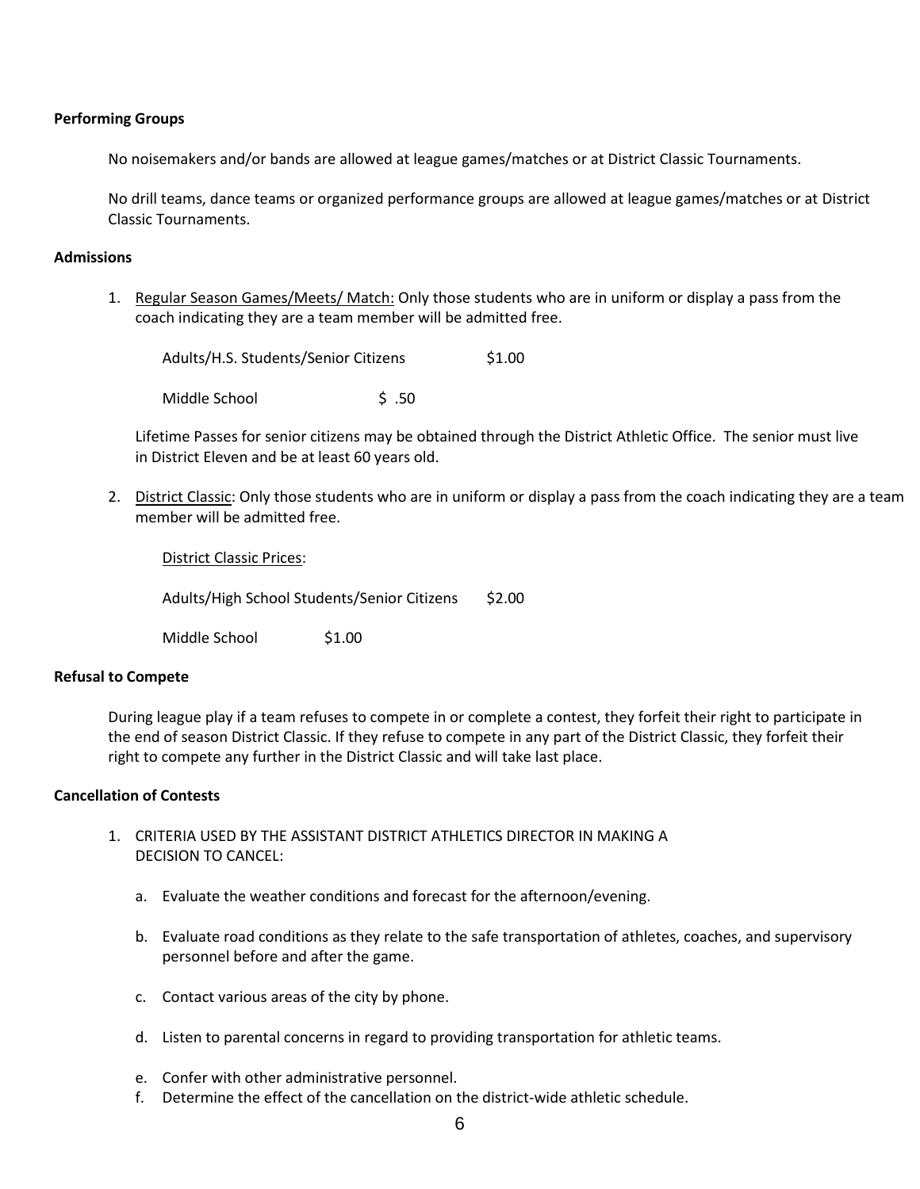**Performing Groups**

No noisemakers and/or bands are allowed at league games/matches or at District Classic Tournaments.

No drill teams, dance teams or organized performance groups are allowed at league games/matches or at District Classic Tournaments.

**Admissions**

1. <u>Regular Season Games/Meets/ Match:</u> Only those students who are in uniform or display a pass from the coach indicating they are a team member will be admitted free.

   Adults/H.S. Students/Senior Citizens $1.00

   Middle School $ .50

   Lifetime Passes for senior citizens may be obtained through the District Athletic Office. The senior must live in District Eleven and be at least 60 years old.

2. <u>District Classic</u>: Only those students who are in uniform or display a pass from the coach indicating they are a team member will be admitted free.

   <u>District Classic Prices</u>:

   Adults/High School Students/Senior Citizens $2.00

   Middle School $1.00

**Refusal to Compete**

During league play if a team refuses to compete in or complete a contest, they forfeit their right to participate in the end of season District Classic. If they refuse to compete in any part of the District Classic, they forfeit their right to compete any further in the District Classic and will take last place.

**Cancellation of Contests**

1. CRITERIA USED BY THE ASSISTANT DISTRICT ATHLETICS DIRECTOR IN MAKING A DECISION TO CANCEL:

   a. Evaluate the weather conditions and forecast for the afternoon/evening.

   b. Evaluate road conditions as they relate to the safe transportation of athletes, coaches, and supervisory personnel before and after the game.

   c. Contact various areas of the city by phone.

   d. Listen to parental concerns in regard to providing transportation for athletic teams.

   e. Confer with other administrative personnel.

   f. Determine the effect of the cancellation on the district-wide athletic schedule.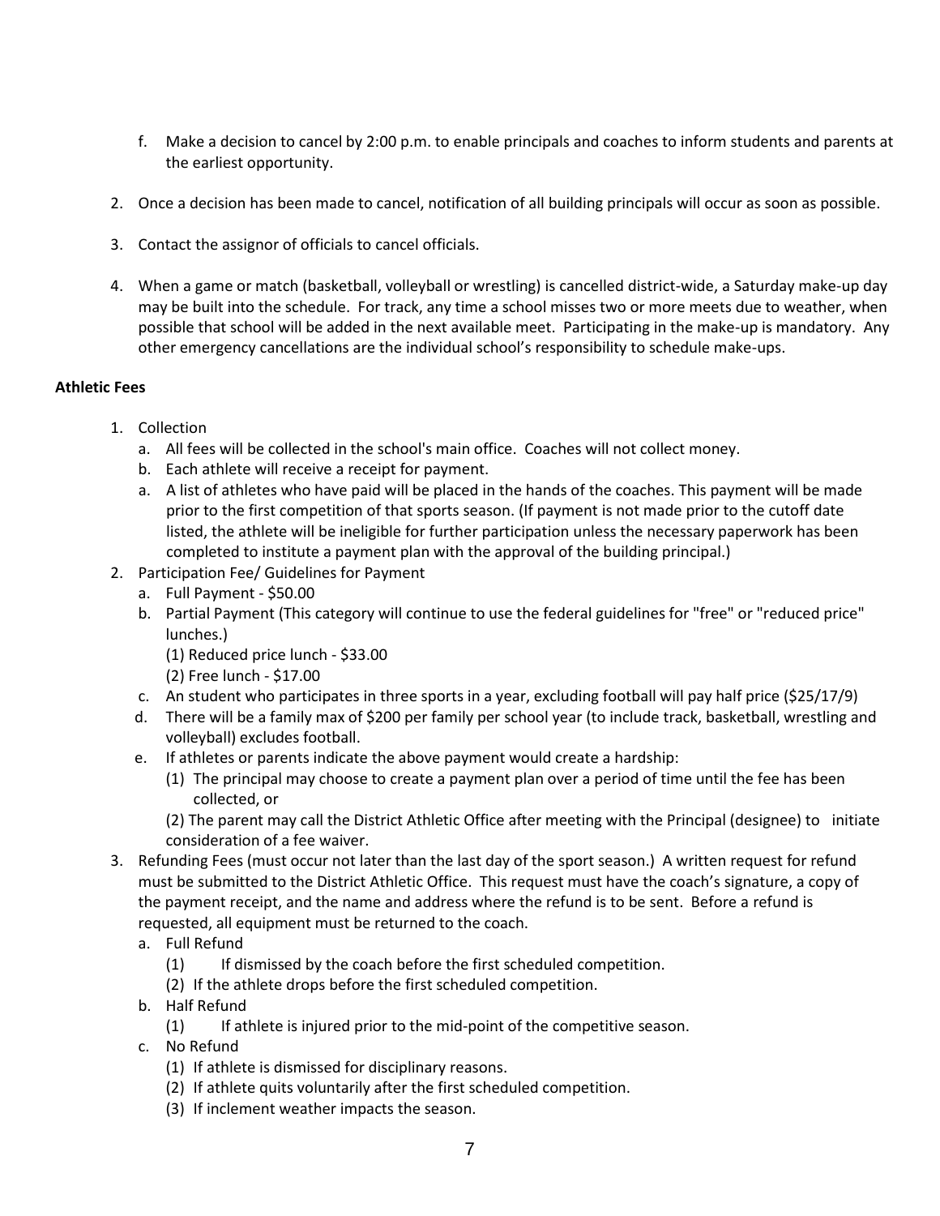f. Make a decision to cancel by 2:00 p.m. to enable principals and coaches to inform students and parents at the earliest opportunity.

2. Once a decision has been made to cancel, notification of all building principals will occur as soon as possible.

3. Contact the assignor of officials to cancel officials.

4. When a game or match (basketball, volleyball or wrestling) is cancelled district-wide, a Saturday make-up day may be built into the schedule. For track, any time a school misses two or more meets due to weather, when possible that school will be added in the next available meet. Participating in the make-up is mandatory. Any other emergency cancellations are the individual school's responsibility to schedule make-ups.

**Athletic Fees**

1. Collection
   a. All fees will be collected in the school's main office. Coaches will not collect money.
   b. Each athlete will receive a receipt for payment.
   a. A list of athletes who have paid will be placed in the hands of the coaches. This payment will be made prior to the first competition of that sports season. (If payment is not made prior to the cutoff date listed, the athlete will be ineligible for further participation unless the necessary paperwork has been completed to institute a payment plan with the approval of the building principal.)
2. Participation Fee/ Guidelines for Payment
   a. Full Payment - $50.00
   b. Partial Payment (This category will continue to use the federal guidelines for "free" or "reduced price" lunches.)
      (1) Reduced price lunch - $33.00
      (2) Free lunch - $17.00
   c. An student who participates in three sports in a year, excluding football will pay half price ($25/17/9)
   d. There will be a family max of $200 per family per school year (to include track, basketball, wrestling and volleyball) excludes football.
   e. If athletes or parents indicate the above payment would create a hardship:
      (1) The principal may choose to create a payment plan over a period of time until the fee has been collected, or
      (2) The parent may call the District Athletic Office after meeting with the Principal (designee) to initiate consideration of a fee waiver.
3. Refunding Fees (must occur not later than the last day of the sport season.) A written request for refund must be submitted to the District Athletic Office. This request must have the coach's signature, a copy of the payment receipt, and the name and address where the refund is to be sent. Before a refund is requested, all equipment must be returned to the coach.
   a. Full Refund
      (1) If dismissed by the coach before the first scheduled competition.
      (2) If the athlete drops before the first scheduled competition.
   b. Half Refund
      (1) If athlete is injured prior to the mid-point of the competitive season.
   c. No Refund
      (1) If athlete is dismissed for disciplinary reasons.
      (2) If athlete quits voluntarily after the first scheduled competition.
      (3) If inclement weather impacts the season.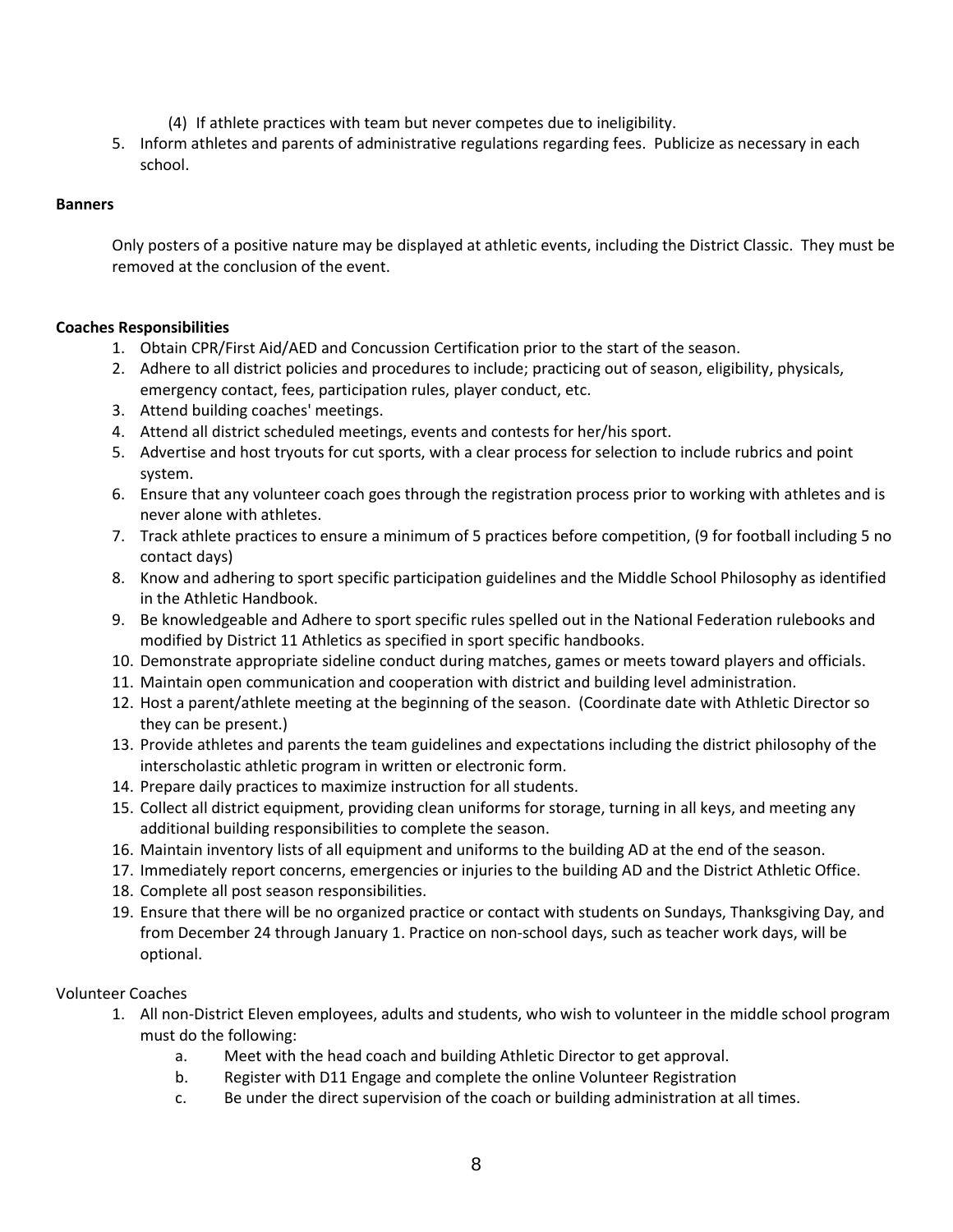(4) If athlete practices with team but never competes due to ineligibility.

5. Inform athletes and parents of administrative regulations regarding fees. Publicize as necessary in each school.

**Banners**

Only posters of a positive nature may be displayed at athletic events, including the District Classic. They must be removed at the conclusion of the event.

**Coaches Responsibilities**

1. Obtain CPR/First Aid/AED and Concussion Certification prior to the start of the season.
2. Adhere to all district policies and procedures to include; practicing out of season, eligibility, physicals, emergency contact, fees, participation rules, player conduct, etc.
3. Attend building coaches' meetings.
4. Attend all district scheduled meetings, events and contests for her/his sport.
5. Advertise and host tryouts for cut sports, with a clear process for selection to include rubrics and point system.
6. Ensure that any volunteer coach goes through the registration process prior to working with athletes and is never alone with athletes.
7. Track athlete practices to ensure a minimum of 5 practices before competition, (9 for football including 5 no contact days)
8. Know and adhering to sport specific participation guidelines and the Middle School Philosophy as identified in the Athletic Handbook.
9. Be knowledgeable and Adhere to sport specific rules spelled out in the National Federation rulebooks and modified by District 11 Athletics as specified in sport specific handbooks.
10. Demonstrate appropriate sideline conduct during matches, games or meets toward players and officials.
11. Maintain open communication and cooperation with district and building level administration.
12. Host a parent/athlete meeting at the beginning of the season. (Coordinate date with Athletic Director so they can be present.)
13. Provide athletes and parents the team guidelines and expectations including the district philosophy of the interscholastic athletic program in written or electronic form.
14. Prepare daily practices to maximize instruction for all students.
15. Collect all district equipment, providing clean uniforms for storage, turning in all keys, and meeting any additional building responsibilities to complete the season.
16. Maintain inventory lists of all equipment and uniforms to the building AD at the end of the season.
17. Immediately report concerns, emergencies or injuries to the building AD and the District Athletic Office.
18. Complete all post season responsibilities.
19. Ensure that there will be no organized practice or contact with students on Sundays, Thanksgiving Day, and from December 24 through January 1. Practice on non-school days, such as teacher work days, will be optional.

Volunteer Coaches

1. All non-District Eleven employees, adults and students, who wish to volunteer in the middle school program must do the following:
   a. Meet with the head coach and building Athletic Director to get approval.
   b. Register with D11 Engage and complete the online Volunteer Registration
   c. Be under the direct supervision of the coach or building administration at all times.